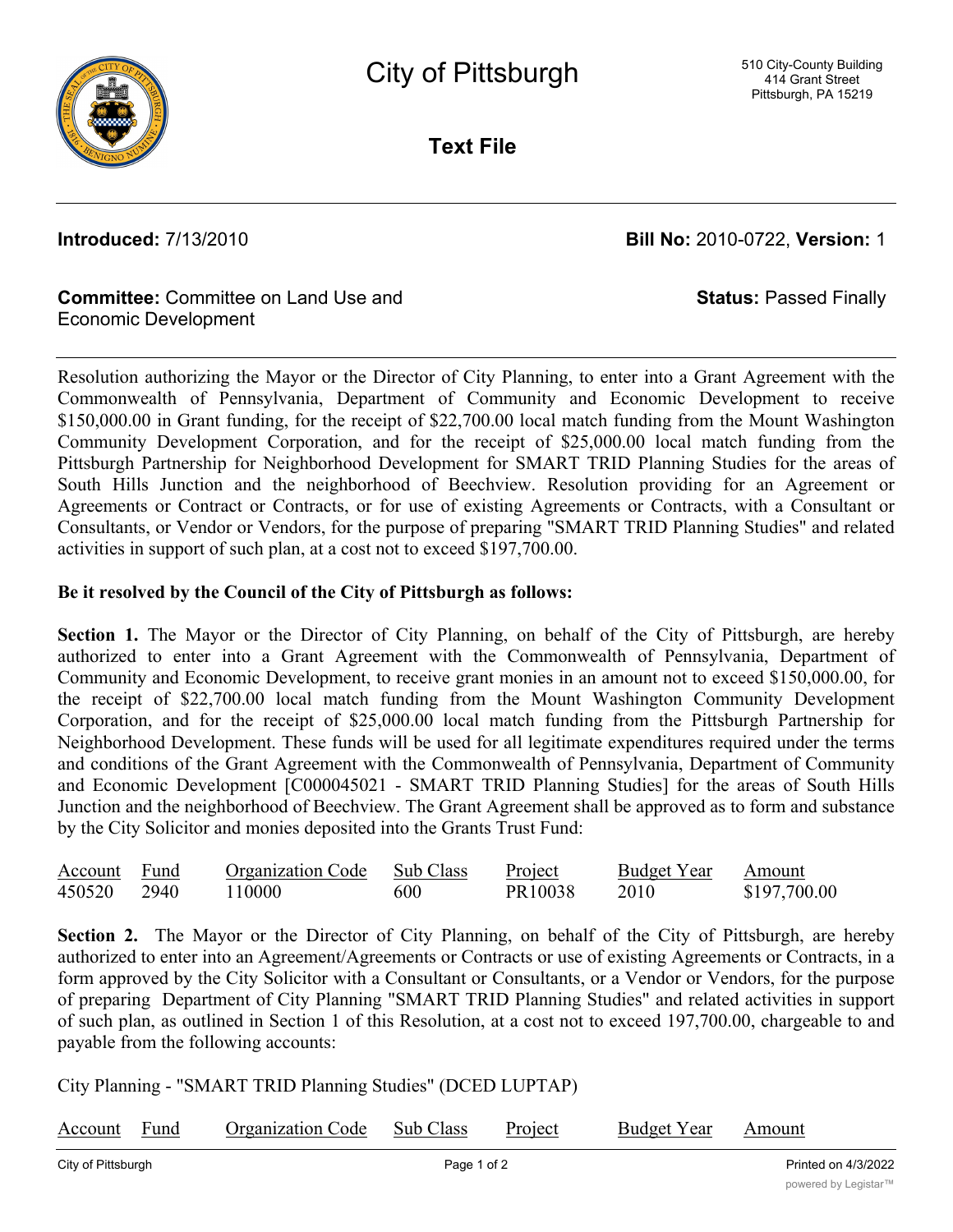# City of Pittsburgh

510 City-County Building
414 Grant Street
Pittsburgh, PA 15219

## Text File

**Introduced:** 7/13/2010 **Bill No:** 2010-0722, **Version:** 1

**Committee:** Committee on Land Use and Economic Development **Status:** Passed Finally

Resolution authorizing the Mayor or the Director of City Planning, to enter into a Grant Agreement with the Commonwealth of Pennsylvania, Department of Community and Economic Development to receive $150,000.00 in Grant funding, for the receipt of $22,700.00 local match funding from the Mount Washington Community Development Corporation, and for the receipt of $25,000.00 local match funding from the Pittsburgh Partnership for Neighborhood Development for SMART TRID Planning Studies for the areas of South Hills Junction and the neighborhood of Beechview. Resolution providing for an Agreement or Agreements or Contract or Contracts, or for use of existing Agreements or Contracts, with a Consultant or Consultants, or Vendor or Vendors, for the purpose of preparing "SMART TRID Planning Studies" and related activities in support of such plan, at a cost not to exceed $197,700.00.

**Be it resolved by the Council of the City of Pittsburgh as follows:**

**Section 1.** The Mayor or the Director of City Planning, on behalf of the City of Pittsburgh, are hereby authorized to enter into a Grant Agreement with the Commonwealth of Pennsylvania, Department of Community and Economic Development, to receive grant monies in an amount not to exceed $150,000.00, for the receipt of $22,700.00 local match funding from the Mount Washington Community Development Corporation, and for the receipt of $25,000.00 local match funding from the Pittsburgh Partnership for Neighborhood Development. These funds will be used for all legitimate expenditures required under the terms and conditions of the Grant Agreement with the Commonwealth of Pennsylvania, Department of Community and Economic Development [C000045021 - SMART TRID Planning Studies] for the areas of South Hills Junction and the neighborhood of Beechview. The Grant Agreement shall be approved as to form and substance by the City Solicitor and monies deposited into the Grants Trust Fund:

| Account | Fund | Organization Code | Sub Class | Project | Budget Year | Amount |
|---|---|---|---|---|---|---|
| 450520 | 2940 | 110000 | 600 | PR10038 | 2010 | $197,700.00 |

**Section 2.** The Mayor or the Director of City Planning, on behalf of the City of Pittsburgh, are hereby authorized to enter into an Agreement/Agreements or Contracts or use of existing Agreements or Contracts, in a form approved by the City Solicitor with a Consultant or Consultants, or a Vendor or Vendors, for the purpose of preparing Department of City Planning "SMART TRID Planning Studies" and related activities in support of such plan, as outlined in Section 1 of this Resolution, at a cost not to exceed 197,700.00, chargeable to and payable from the following accounts:

City Planning - "SMART TRID Planning Studies" (DCED LUPTAP)

| Account | Fund | Organization Code | Sub Class | Project | Budget Year | Amount |
|---|---|---|---|---|---|---|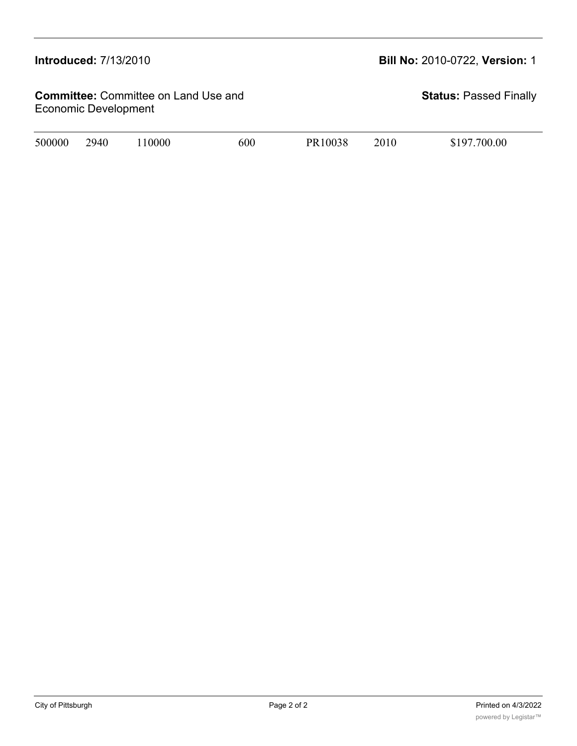**Introduced:** 7/13/2010 **Bill No:** 2010-0722, **Version:** 1

**Committee:** Committee on Land Use and Economic Development **Status:** Passed Finally

| | | | | | | |
|---|---|---|---|---|---|---|
| 500000 | 2940 | 110000 | 600 | PR10038 | 2010 | $197.700.00 |